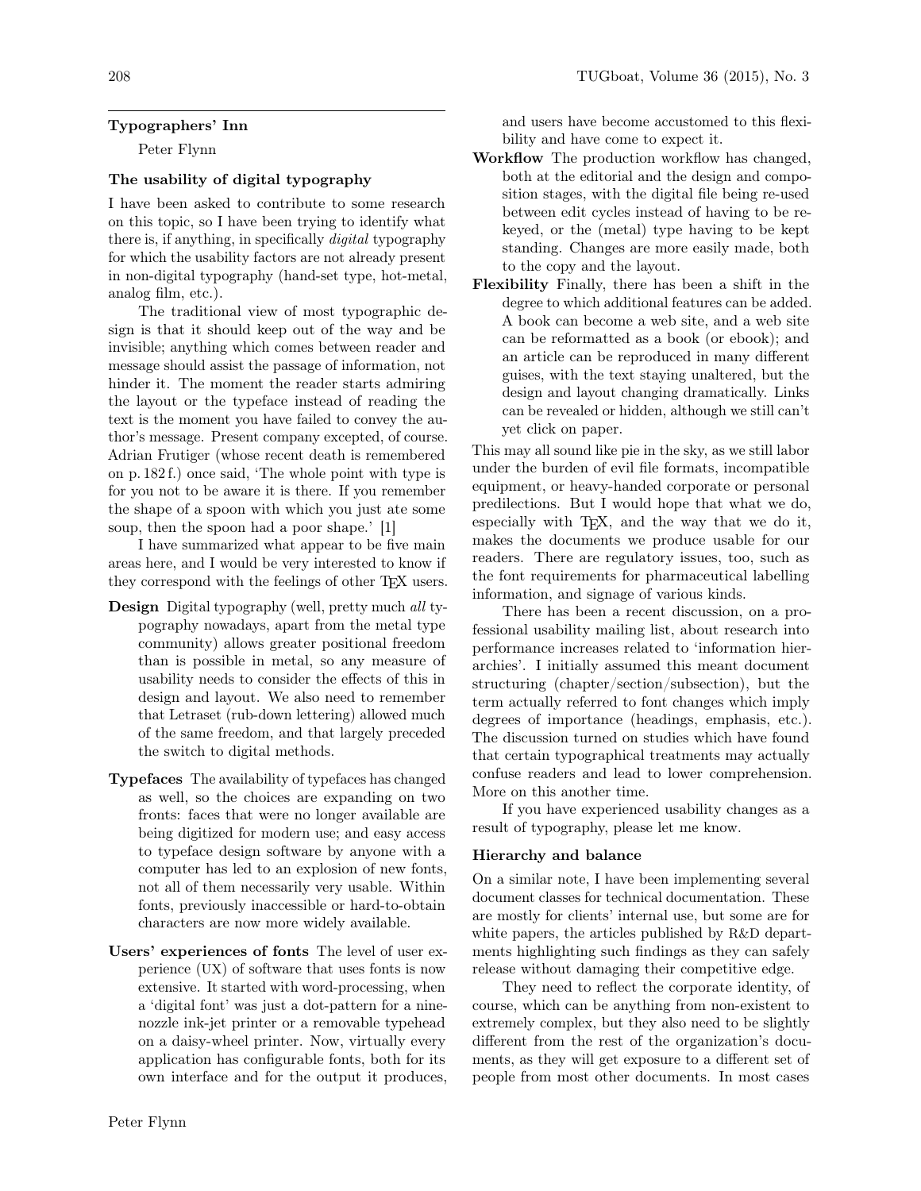## Typographers' Inn

Peter Flynn

### The usability of digital typography

I have been asked to contribute to some research on this topic, so I have been trying to identify what there is, if anything, in specifically *digital* typography for which the usability factors are not already present in non-digital typography (hand-set type, hot-metal, analog film, etc.).

The traditional view of most typographic design is that it should keep out of the way and be invisible; anything which comes between reader and message should assist the passage of information, not hinder it. The moment the reader starts admiring the layout or the typeface instead of reading the text is the moment you have failed to convey the author's message. Present company excepted, of course. Adrian Frutiger (whose recent death is remembered on p. 182 f.) once said, 'The whole point with type is for you not to be aware it is there. If you remember the shape of a spoon with which you just ate some soup, then the spoon had a poor shape.' [1]

I have summarized what appear to be five main areas here, and I would be very interested to know if they correspond with the feelings of other TeX users.

**Design** Digital typography (well, pretty much *all* typography nowadays, apart from the metal type community) allows greater positional freedom than is possible in metal, so any measure of usability needs to consider the effects of this in design and layout. We also need to remember that Letraset (rub-down lettering) allowed much of the same freedom, and that largely preceded the switch to digital methods.

**Typefaces** The availability of typefaces has changed as well, so the choices are expanding on two fronts: faces that were no longer available are being digitized for modern use; and easy access to typeface design software by anyone with a computer has led to an explosion of new fonts, not all of them necessarily very usable. Within fonts, previously inaccessible or hard-to-obtain characters are now more widely available.

**Users' experiences of fonts** The level of user experience (UX) of software that uses fonts is now extensive. It started with word-processing, when a 'digital font' was just a dot-pattern for a nine-nozzle ink-jet printer or a removable typehead on a daisy-wheel printer. Now, virtually every application has configurable fonts, both for its own interface and for the output it produces, and users have become accustomed to this flexibility and have come to expect it.

**Workflow** The production workflow has changed, both at the editorial and the design and composition stages, with the digital file being re-used between edit cycles instead of having to be rekeyed, or the (metal) type having to be kept standing. Changes are more easily made, both to the copy and the layout.

**Flexibility** Finally, there has been a shift in the degree to which additional features can be added. A book can become a web site, and a web site can be reformatted as a book (or ebook); and an article can be reproduced in many different guises, with the text staying unaltered, but the design and layout changing dramatically. Links can be revealed or hidden, although we still can't yet click on paper.

This may all sound like pie in the sky, as we still labor under the burden of evil file formats, incompatible equipment, or heavy-handed corporate or personal predilections. But I would hope that what we do, especially with TeX, and the way that we do it, makes the documents we produce usable for our readers. There are regulatory issues, too, such as the font requirements for pharmaceutical labelling information, and signage of various kinds.

There has been a recent discussion, on a professional usability mailing list, about research into performance increases related to 'information hierarchies'. I initially assumed this meant document structuring (chapter/section/subsection), but the term actually referred to font changes which imply degrees of importance (headings, emphasis, etc.). The discussion turned on studies which have found that certain typographical treatments may actually confuse readers and lead to lower comprehension. More on this another time.

If you have experienced usability changes as a result of typography, please let me know.

### Hierarchy and balance

On a similar note, I have been implementing several document classes for technical documentation. These are mostly for clients' internal use, but some are for white papers, the articles published by R&D departments highlighting such findings as they can safely release without damaging their competitive edge.

They need to reflect the corporate identity, of course, which can be anything from non-existent to extremely complex, but they also need to be slightly different from the rest of the organization's documents, as they will get exposure to a different set of people from most other documents. In most cases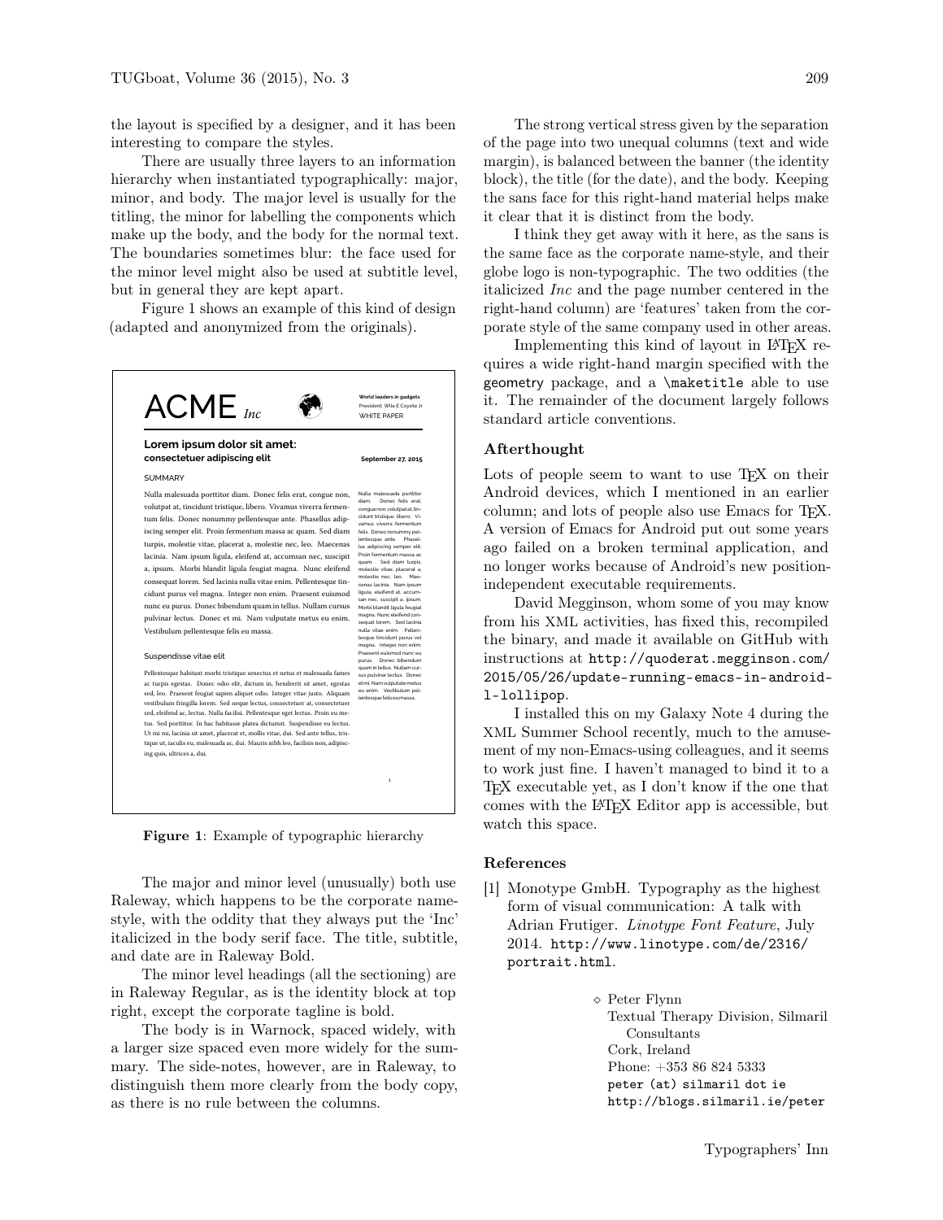the layout is specified by a designer, and it has been interesting to compare the styles.

There are usually three layers to an information hierarchy when instantiated typographically: major, minor, and body. The major level is usually for the titling, the minor for labelling the components which make up the body, and the body for the normal text. The boundaries sometimes blur: the face used for the minor level might also be used at subtitle level, but in general they are kept apart.

Figure 1 shows an example of this kind of design (adapted and anonymized from the originals).

**Figure 1**: Example of typographic hierarchy

The major and minor level (unusually) both use Raleway, which happens to be the corporate name-style, with the oddity that they always put the 'Inc' italicized in the body serif face. The title, subtitle, and date are in Raleway Bold.

The minor level headings (all the sectioning) are in Raleway Regular, as is the identity block at top right, except the corporate tagline is bold.

The body is in Warnock, spaced widely, with a larger size spaced even more widely for the summary. The side-notes, however, are in Raleway, to distinguish them more clearly from the body copy, as there is no rule between the columns.

The strong vertical stress given by the separation of the page into two unequal columns (text and wide margin), is balanced between the banner (the identity block), the title (for the date), and the body. Keeping the sans face for this right-hand material helps make it clear that it is distinct from the body.

I think they get away with it here, as the sans is the same face as the corporate name-style, and their globe logo is non-typographic. The two oddities (the italicized *Inc* and the page number centered in the right-hand column) are 'features' taken from the corporate style of the same company used in other areas.

Implementing this kind of layout in LaTeX requires a wide right-hand margin specified with the `geometry` package, and a `\maketitle` able to use it. The remainder of the document largely follows standard article conventions.

### Afterthought

Lots of people seem to want to use TeX on their Android devices, which I mentioned in an earlier column; and lots of people also use Emacs for TeX. A version of Emacs for Android put out some years ago failed on a broken terminal application, and no longer works because of Android's new position-independent executable requirements.

David Megginson, whom some of you may know from his XML activities, has fixed this, recompiled the binary, and made it available on GitHub with instructions at `http://quoderat.megginson.com/2015/05/26/update-running-emacs-in-android-l-lollipop`.

I installed this on my Galaxy Note 4 during the XML Summer School recently, much to the amusement of my non-Emacs-using colleagues, and it seems to work just fine. I haven't managed to bind it to a TeX executable yet, as I don't know if the one that comes with the LaTeX Editor app is accessible, but watch this space.

### References

[1] Monotype GmbH. Typography as the highest form of visual communication: A talk with Adrian Frutiger. *Linotype Font Feature*, July 2014. `http://www.linotype.com/de/2316/portrait.html`.

◇ Peter Flynn
Textual Therapy Division, Silmaril Consultants
Cork, Ireland
Phone: +353 86 824 5333
`peter (at) silmaril dot ie`
`http://blogs.silmaril.ie/peter`